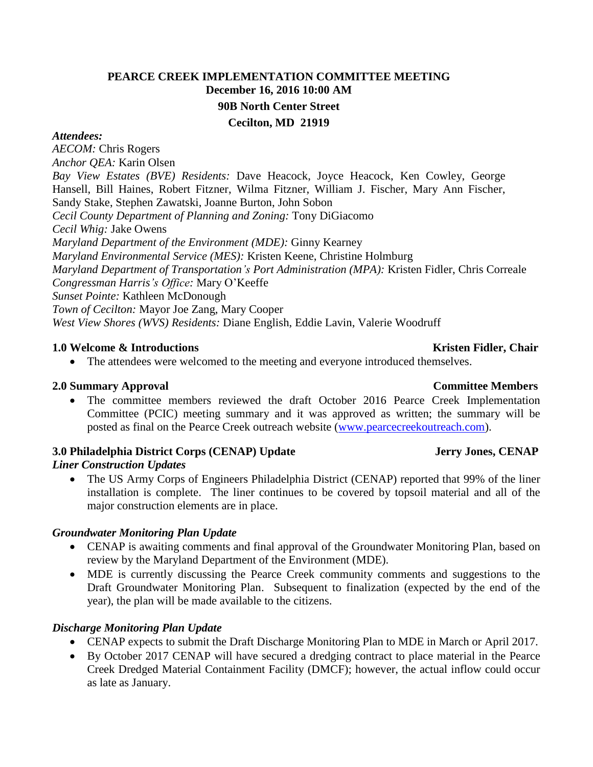# PEARCE CREEK IMPLEMENTATION COMMITTEE MEETING

**December 16, 2016 10:00 AM**

**90B North Center Street**

**Cecilton, MD 21919**

***Attendees:***

*AECOM:* Chris Rogers
*Anchor QEA:* Karin Olsen
*Bay View Estates (BVE) Residents:* Dave Heacock, Joyce Heacock, Ken Cowley, George Hansell, Bill Haines, Robert Fitzner, Wilma Fitzner, William J. Fischer, Mary Ann Fischer, Sandy Stake, Stephen Zawatski, Joanne Burton, John Sobon
*Cecil County Department of Planning and Zoning:* Tony DiGiacomo
*Cecil Whig:* Jake Owens
*Maryland Department of the Environment (MDE):* Ginny Kearney
*Maryland Environmental Service (MES):* Kristen Keene, Christine Holmburg
*Maryland Department of Transportation's Port Administration (MPA):* Kristen Fidler, Chris Correale
*Congressman Harris's Office:* Mary O'Keeffe
*Sunset Pointe:* Kathleen McDonough
*Town of Cecilton:* Mayor Joe Zang, Mary Cooper
*West View Shores (WVS) Residents:* Diane English, Eddie Lavin, Valerie Woodruff

## 1.0 Welcome & Introductions — Kristen Fidler, Chair

- The attendees were welcomed to the meeting and everyone introduced themselves.

## 2.0 Summary Approval — Committee Members

- The committee members reviewed the draft October 2016 Pearce Creek Implementation Committee (PCIC) meeting summary and it was approved as written; the summary will be posted as final on the Pearce Creek outreach website (www.pearcecreekoutreach.com).

## 3.0 Philadelphia District Corps (CENAP) Update — Jerry Jones, CENAP

***Liner Construction Updates***

- The US Army Corps of Engineers Philadelphia District (CENAP) reported that 99% of the liner installation is complete. The liner continues to be covered by topsoil material and all of the major construction elements are in place.

***Groundwater Monitoring Plan Update***

- CENAP is awaiting comments and final approval of the Groundwater Monitoring Plan, based on review by the Maryland Department of the Environment (MDE).
- MDE is currently discussing the Pearce Creek community comments and suggestions to the Draft Groundwater Monitoring Plan. Subsequent to finalization (expected by the end of the year), the plan will be made available to the citizens.

***Discharge Monitoring Plan Update***

- CENAP expects to submit the Draft Discharge Monitoring Plan to MDE in March or April 2017.
- By October 2017 CENAP will have secured a dredging contract to place material in the Pearce Creek Dredged Material Containment Facility (DMCF); however, the actual inflow could occur as late as January.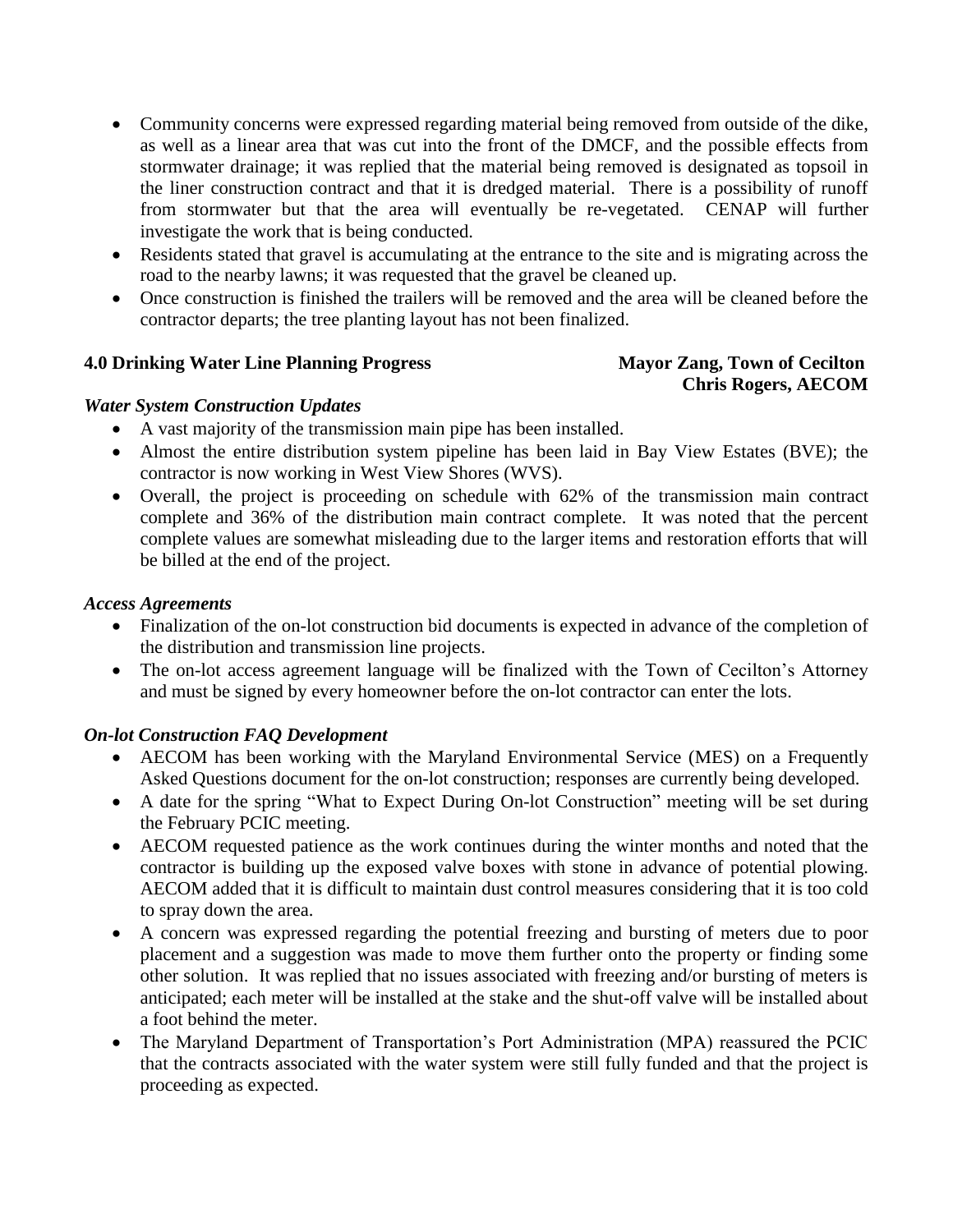- Community concerns were expressed regarding material being removed from outside of the dike, as well as a linear area that was cut into the front of the DMCF, and the possible effects from stormwater drainage; it was replied that the material being removed is designated as topsoil in the liner construction contract and that it is dredged material. There is a possibility of runoff from stormwater but that the area will eventually be re-vegetated. CENAP will further investigate the work that is being conducted.
- Residents stated that gravel is accumulating at the entrance to the site and is migrating across the road to the nearby lawns; it was requested that the gravel be cleaned up.
- Once construction is finished the trailers will be removed and the area will be cleaned before the contractor departs; the tree planting layout has not been finalized.

**4.0 Drinking Water Line Planning Progress** **Mayor Zang, Town of Cecilton**
**Chris Rogers, AECOM**

***Water System Construction Updates***

- A vast majority of the transmission main pipe has been installed.
- Almost the entire distribution system pipeline has been laid in Bay View Estates (BVE); the contractor is now working in West View Shores (WVS).
- Overall, the project is proceeding on schedule with 62% of the transmission main contract complete and 36% of the distribution main contract complete. It was noted that the percent complete values are somewhat misleading due to the larger items and restoration efforts that will be billed at the end of the project.

***Access Agreements***

- Finalization of the on-lot construction bid documents is expected in advance of the completion of the distribution and transmission line projects.
- The on-lot access agreement language will be finalized with the Town of Cecilton's Attorney and must be signed by every homeowner before the on-lot contractor can enter the lots.

***On-lot Construction FAQ Development***

- AECOM has been working with the Maryland Environmental Service (MES) on a Frequently Asked Questions document for the on-lot construction; responses are currently being developed.
- A date for the spring "What to Expect During On-lot Construction" meeting will be set during the February PCIC meeting.
- AECOM requested patience as the work continues during the winter months and noted that the contractor is building up the exposed valve boxes with stone in advance of potential plowing. AECOM added that it is difficult to maintain dust control measures considering that it is too cold to spray down the area.
- A concern was expressed regarding the potential freezing and bursting of meters due to poor placement and a suggestion was made to move them further onto the property or finding some other solution. It was replied that no issues associated with freezing and/or bursting of meters is anticipated; each meter will be installed at the stake and the shut-off valve will be installed about a foot behind the meter.
- The Maryland Department of Transportation's Port Administration (MPA) reassured the PCIC that the contracts associated with the water system were still fully funded and that the project is proceeding as expected.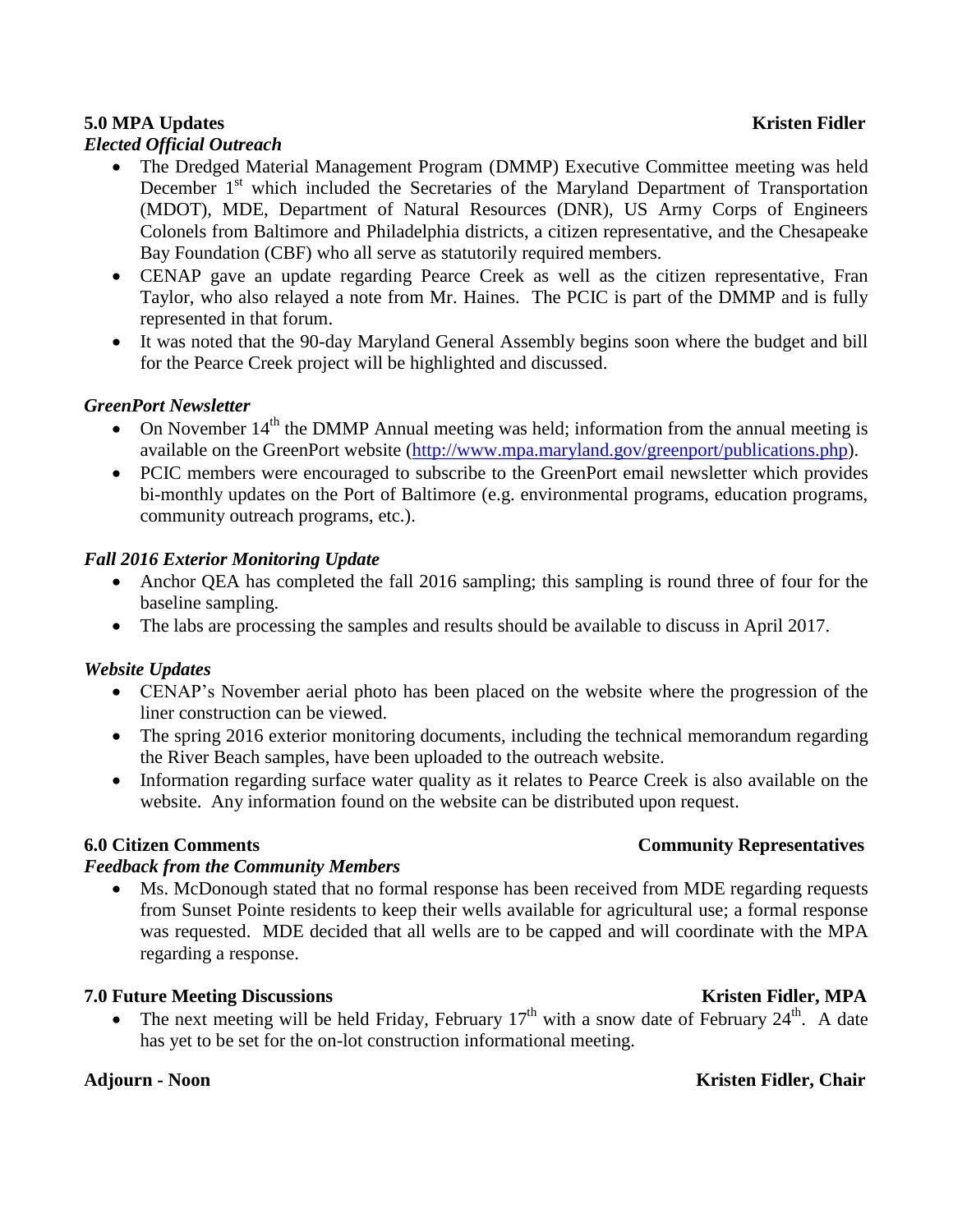**5.0 MPA Updates** **Kristen Fidler**

***Elected Official Outreach***

- The Dredged Material Management Program (DMMP) Executive Committee meeting was held December 1st which included the Secretaries of the Maryland Department of Transportation (MDOT), MDE, Department of Natural Resources (DNR), US Army Corps of Engineers Colonels from Baltimore and Philadelphia districts, a citizen representative, and the Chesapeake Bay Foundation (CBF) who all serve as statutorily required members.
- CENAP gave an update regarding Pearce Creek as well as the citizen representative, Fran Taylor, who also relayed a note from Mr. Haines. The PCIC is part of the DMMP and is fully represented in that forum.
- It was noted that the 90-day Maryland General Assembly begins soon where the budget and bill for the Pearce Creek project will be highlighted and discussed.

***GreenPort Newsletter***

- On November 14th the DMMP Annual meeting was held; information from the annual meeting is available on the GreenPort website (http://www.mpa.maryland.gov/greenport/publications.php).
- PCIC members were encouraged to subscribe to the GreenPort email newsletter which provides bi-monthly updates on the Port of Baltimore (e.g. environmental programs, education programs, community outreach programs, etc.).

***Fall 2016 Exterior Monitoring Update***

- Anchor QEA has completed the fall 2016 sampling; this sampling is round three of four for the baseline sampling.
- The labs are processing the samples and results should be available to discuss in April 2017.

***Website Updates***

- CENAP's November aerial photo has been placed on the website where the progression of the liner construction can be viewed.
- The spring 2016 exterior monitoring documents, including the technical memorandum regarding the River Beach samples, have been uploaded to the outreach website.
- Information regarding surface water quality as it relates to Pearce Creek is also available on the website. Any information found on the website can be distributed upon request.

**6.0 Citizen Comments** **Community Representatives**

***Feedback from the Community Members***

- Ms. McDonough stated that no formal response has been received from MDE regarding requests from Sunset Pointe residents to keep their wells available for agricultural use; a formal response was requested. MDE decided that all wells are to be capped and will coordinate with the MPA regarding a response.

**7.0 Future Meeting Discussions** **Kristen Fidler, MPA**

- The next meeting will be held Friday, February 17th with a snow date of February 24th. A date has yet to be set for the on-lot construction informational meeting.

**Adjourn - Noon** **Kristen Fidler, Chair**